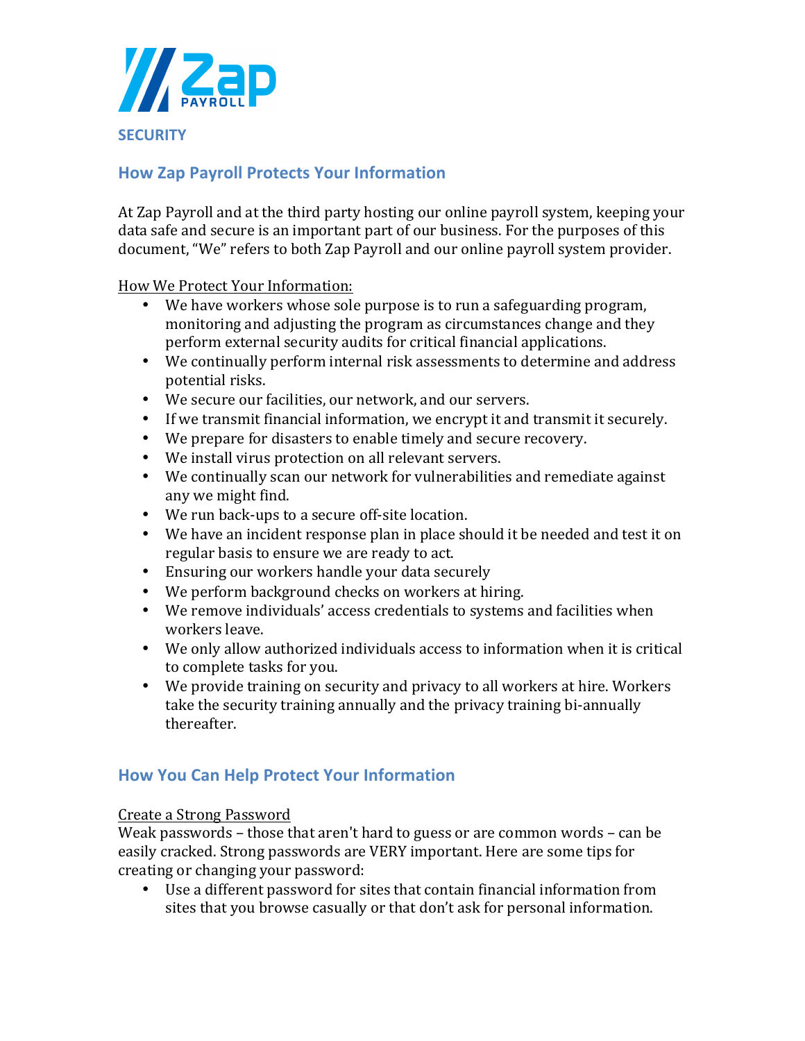**Zap PAYROLL**

**SECURITY**

## How Zap Payroll Protects Your Information

At Zap Payroll and at the third party hosting our online payroll system, keeping your data safe and secure is an important part of our business. For the purposes of this document, "We" refers to both Zap Payroll and our online payroll system provider.

How We Protect Your Information:

- We have workers whose sole purpose is to run a safeguarding program, monitoring and adjusting the program as circumstances change and they perform external security audits for critical financial applications.
- We continually perform internal risk assessments to determine and address potential risks.
- We secure our facilities, our network, and our servers.
- If we transmit financial information, we encrypt it and transmit it securely.
- We prepare for disasters to enable timely and secure recovery.
- We install virus protection on all relevant servers.
- We continually scan our network for vulnerabilities and remediate against any we might find.
- We run back-ups to a secure off-site location.
- We have an incident response plan in place should it be needed and test it on regular basis to ensure we are ready to act.
- Ensuring our workers handle your data securely
- We perform background checks on workers at hiring.
- We remove individuals' access credentials to systems and facilities when workers leave.
- We only allow authorized individuals access to information when it is critical to complete tasks for you.
- We provide training on security and privacy to all workers at hire. Workers take the security training annually and the privacy training bi-annually thereafter.

## How You Can Help Protect Your Information

Create a Strong Password

Weak passwords – those that aren't hard to guess or are common words – can be easily cracked. Strong passwords are VERY important. Here are some tips for creating or changing your password:

- Use a different password for sites that contain financial information from sites that you browse casually or that don't ask for personal information.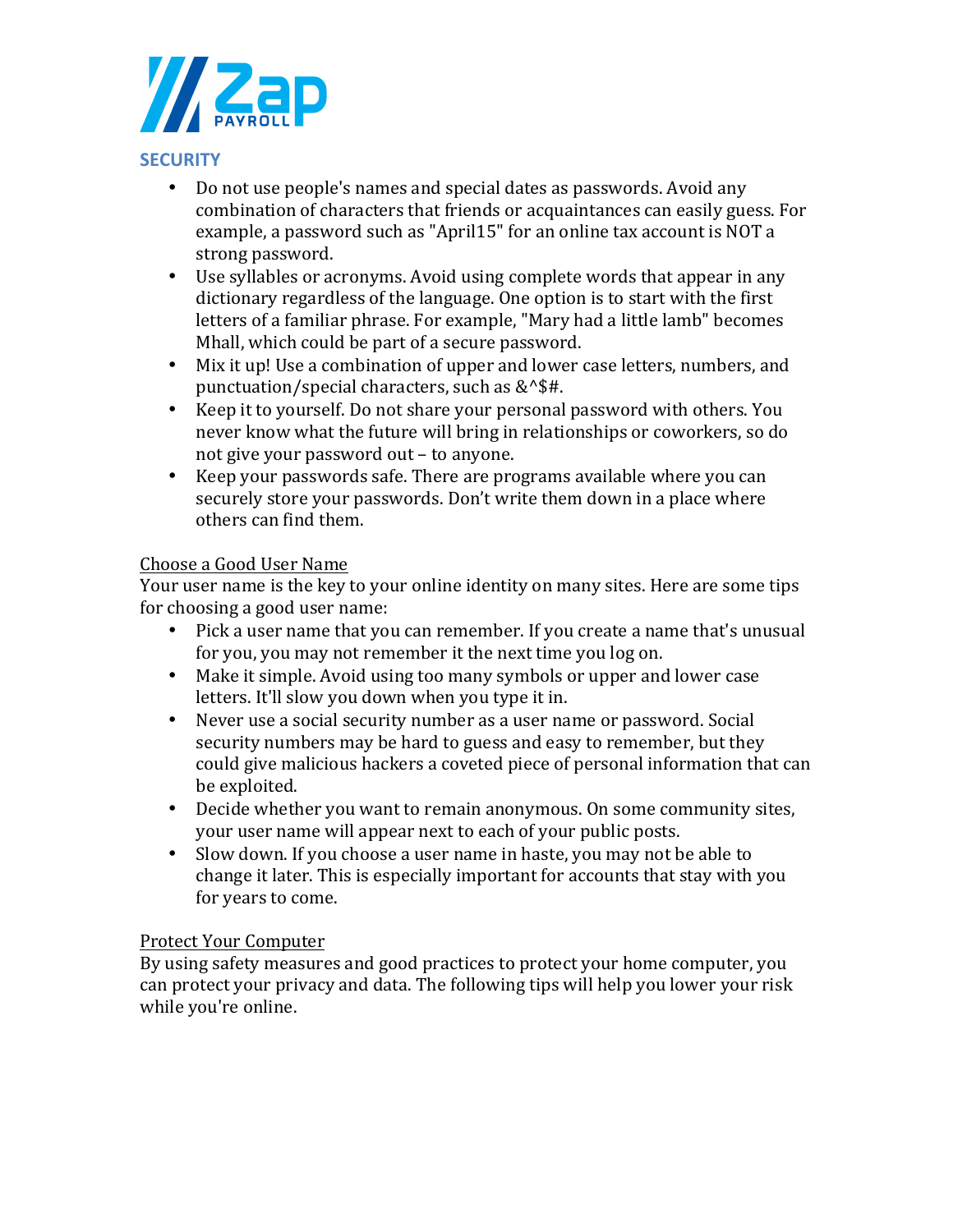## SECURITY

- Do not use people's names and special dates as passwords. Avoid any combination of characters that friends or acquaintances can easily guess. For example, a password such as "April15" for an online tax account is NOT a strong password.
- Use syllables or acronyms. Avoid using complete words that appear in any dictionary regardless of the language. One option is to start with the first letters of a familiar phrase. For example, "Mary had a little lamb" becomes Mhall, which could be part of a secure password.
- Mix it up! Use a combination of upper and lower case letters, numbers, and punctuation/special characters, such as &^$#.
- Keep it to yourself. Do not share your personal password with others. You never know what the future will bring in relationships or coworkers, so do not give your password out – to anyone.
- Keep your passwords safe. There are programs available where you can securely store your passwords. Don't write them down in a place where others can find them.

### Choose a Good User Name

Your user name is the key to your online identity on many sites. Here are some tips for choosing a good user name:

- Pick a user name that you can remember. If you create a name that's unusual for you, you may not remember it the next time you log on.
- Make it simple. Avoid using too many symbols or upper and lower case letters. It'll slow you down when you type it in.
- Never use a social security number as a user name or password. Social security numbers may be hard to guess and easy to remember, but they could give malicious hackers a coveted piece of personal information that can be exploited.
- Decide whether you want to remain anonymous. On some community sites, your user name will appear next to each of your public posts.
- Slow down. If you choose a user name in haste, you may not be able to change it later. This is especially important for accounts that stay with you for years to come.

### Protect Your Computer

By using safety measures and good practices to protect your home computer, you can protect your privacy and data. The following tips will help you lower your risk while you're online.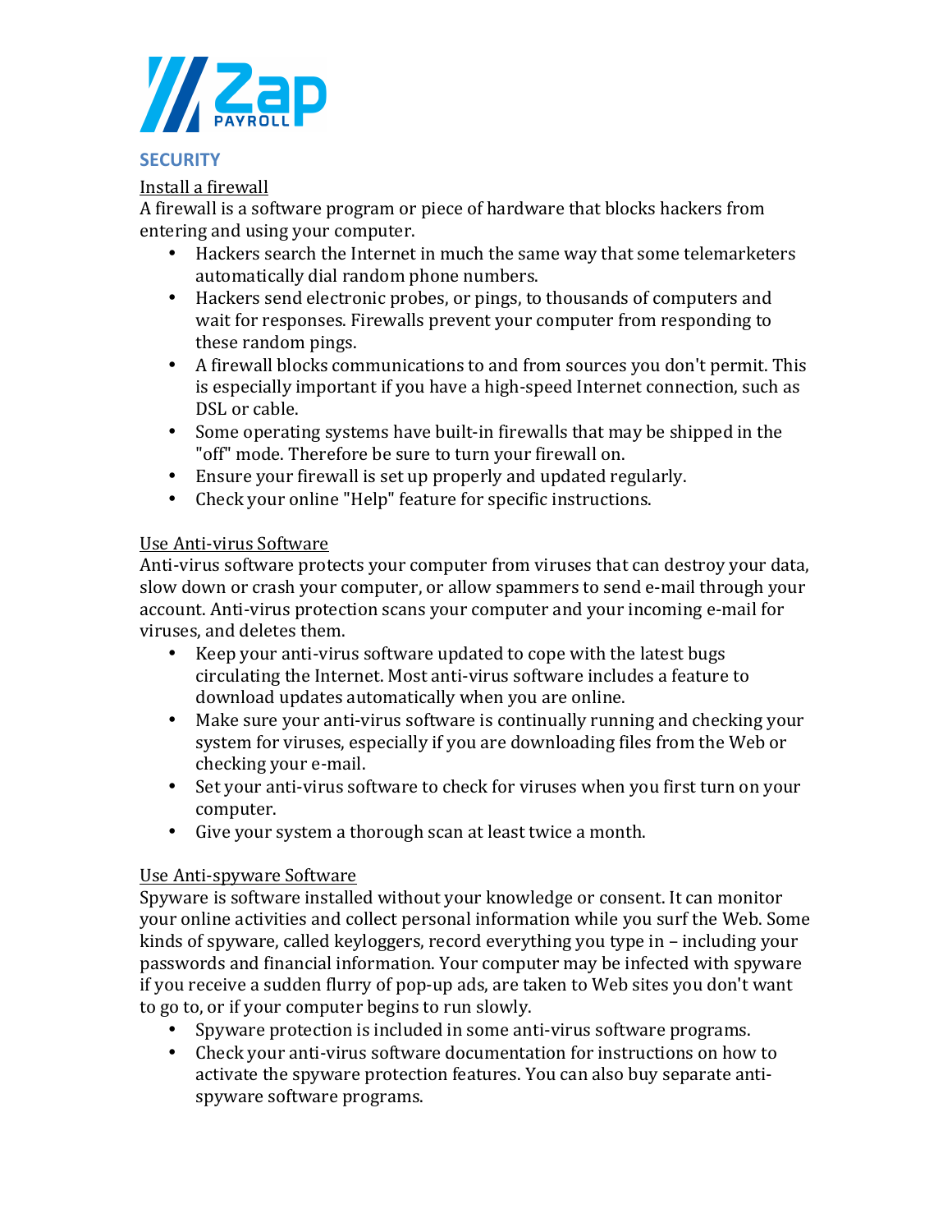## SECURITY

<u>Install a firewall</u>

A firewall is a software program or piece of hardware that blocks hackers from entering and using your computer.

- Hackers search the Internet in much the same way that some telemarketers automatically dial random phone numbers.
- Hackers send electronic probes, or pings, to thousands of computers and wait for responses. Firewalls prevent your computer from responding to these random pings.
- A firewall blocks communications to and from sources you don't permit. This is especially important if you have a high-speed Internet connection, such as DSL or cable.
- Some operating systems have built-in firewalls that may be shipped in the "off" mode. Therefore be sure to turn your firewall on.
- Ensure your firewall is set up properly and updated regularly.
- Check your online "Help" feature for specific instructions.

<u>Use Anti-virus Software</u>

Anti-virus software protects your computer from viruses that can destroy your data, slow down or crash your computer, or allow spammers to send e-mail through your account. Anti-virus protection scans your computer and your incoming e-mail for viruses, and deletes them.

- Keep your anti-virus software updated to cope with the latest bugs circulating the Internet. Most anti-virus software includes a feature to download updates automatically when you are online.
- Make sure your anti-virus software is continually running and checking your system for viruses, especially if you are downloading files from the Web or checking your e-mail.
- Set your anti-virus software to check for viruses when you first turn on your computer.
- Give your system a thorough scan at least twice a month.

<u>Use Anti-spyware Software</u>

Spyware is software installed without your knowledge or consent. It can monitor your online activities and collect personal information while you surf the Web. Some kinds of spyware, called keyloggers, record everything you type in – including your passwords and financial information. Your computer may be infected with spyware if you receive a sudden flurry of pop-up ads, are taken to Web sites you don't want to go to, or if your computer begins to run slowly.

- Spyware protection is included in some anti-virus software programs.
- Check your anti-virus software documentation for instructions on how to activate the spyware protection features. You can also buy separate anti-spyware software programs.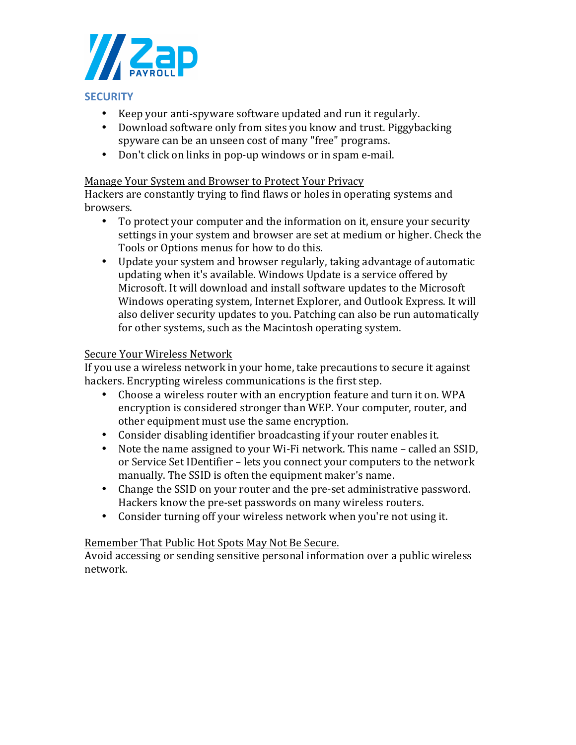## SECURITY

- Keep your anti-spyware software updated and run it regularly.
- Download software only from sites you know and trust. Piggybacking spyware can be an unseen cost of many "free" programs.
- Don't click on links in pop-up windows or in spam e-mail.

### Manage Your System and Browser to Protect Your Privacy

Hackers are constantly trying to find flaws or holes in operating systems and browsers.

- To protect your computer and the information on it, ensure your security settings in your system and browser are set at medium or higher. Check the Tools or Options menus for how to do this.
- Update your system and browser regularly, taking advantage of automatic updating when it's available. Windows Update is a service offered by Microsoft. It will download and install software updates to the Microsoft Windows operating system, Internet Explorer, and Outlook Express. It will also deliver security updates to you. Patching can also be run automatically for other systems, such as the Macintosh operating system.

### Secure Your Wireless Network

If you use a wireless network in your home, take precautions to secure it against hackers. Encrypting wireless communications is the first step.

- Choose a wireless router with an encryption feature and turn it on. WPA encryption is considered stronger than WEP. Your computer, router, and other equipment must use the same encryption.
- Consider disabling identifier broadcasting if your router enables it.
- Note the name assigned to your Wi-Fi network. This name – called an SSID, or Service Set IDentifier – lets you connect your computers to the network manually. The SSID is often the equipment maker's name.
- Change the SSID on your router and the pre-set administrative password. Hackers know the pre-set passwords on many wireless routers.
- Consider turning off your wireless network when you're not using it.

### Remember That Public Hot Spots May Not Be Secure.

Avoid accessing or sending sensitive personal information over a public wireless network.